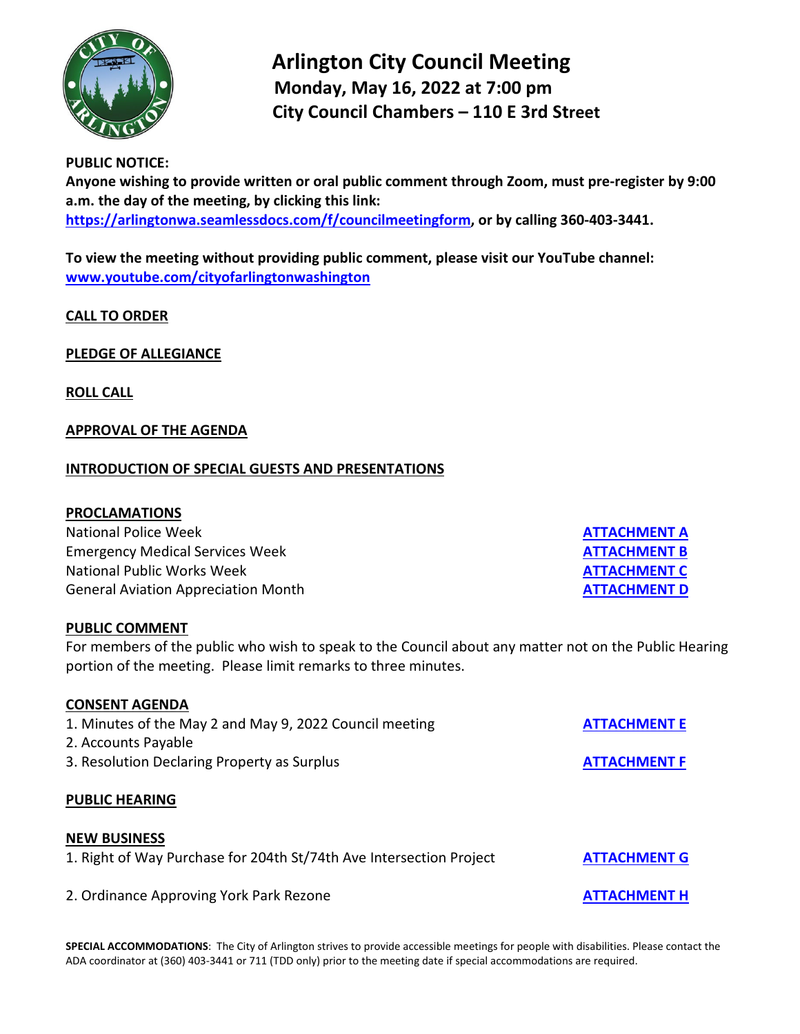# Arlington City Council Meeting

**Monday, May 16, 2022 at 7:00 pm**

**City Council Chambers – 110 E 3rd Street**

**PUBLIC NOTICE:**
**Anyone wishing to provide written or oral public comment through Zoom, must pre-register by 9:00 a.m. the day of the meeting, by clicking this link: https://arlingtonwa.seamlessdocs.com/f/councilmeetingform, or by calling 360-403-3441.**

**To view the meeting without providing public comment, please visit our YouTube channel: www.youtube.com/cityofarlingtonwashington**

## CALL TO ORDER

## PLEDGE OF ALLEGIANCE

## ROLL CALL

## APPROVAL OF THE AGENDA

## INTRODUCTION OF SPECIAL GUESTS AND PRESENTATIONS

## PROCLAMATIONS

National Police Week — **ATTACHMENT A**
Emergency Medical Services Week — **ATTACHMENT B**
National Public Works Week — **ATTACHMENT C**
General Aviation Appreciation Month — **ATTACHMENT D**

## PUBLIC COMMENT

For members of the public who wish to speak to the Council about any matter not on the Public Hearing portion of the meeting. Please limit remarks to three minutes.

## CONSENT AGENDA

1. Minutes of the May 2 and May 9, 2022 Council meeting — **ATTACHMENT E**
2. Accounts Payable
3. Resolution Declaring Property as Surplus — **ATTACHMENT F**

## PUBLIC HEARING

## NEW BUSINESS

1. Right of Way Purchase for 204th St/74th Ave Intersection Project — **ATTACHMENT G**

2. Ordinance Approving York Park Rezone — **ATTACHMENT H**

**SPECIAL ACCOMMODATIONS**: The City of Arlington strives to provide accessible meetings for people with disabilities. Please contact the ADA coordinator at (360) 403-3441 or 711 (TDD only) prior to the meeting date if special accommodations are required.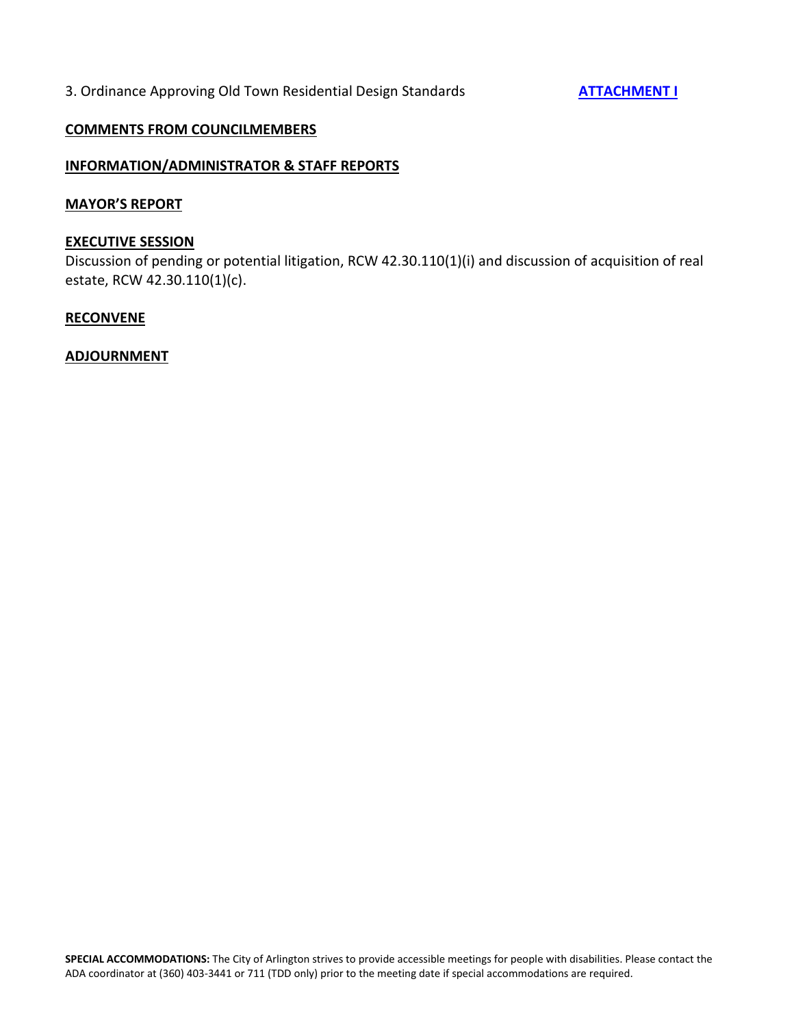3. Ordinance Approving Old Town Residential Design Standards **ATTACHMENT I**

**COMMENTS FROM COUNCILMEMBERS**

**INFORMATION/ADMINISTRATOR & STAFF REPORTS**

**MAYOR'S REPORT**

**EXECUTIVE SESSION**

Discussion of pending or potential litigation, RCW 42.30.110(1)(i) and discussion of acquisition of real estate, RCW 42.30.110(1)(c).

**RECONVENE**

**ADJOURNMENT**

**SPECIAL ACCOMMODATIONS:** The City of Arlington strives to provide accessible meetings for people with disabilities. Please contact the ADA coordinator at (360) 403-3441 or 711 (TDD only) prior to the meeting date if special accommodations are required.